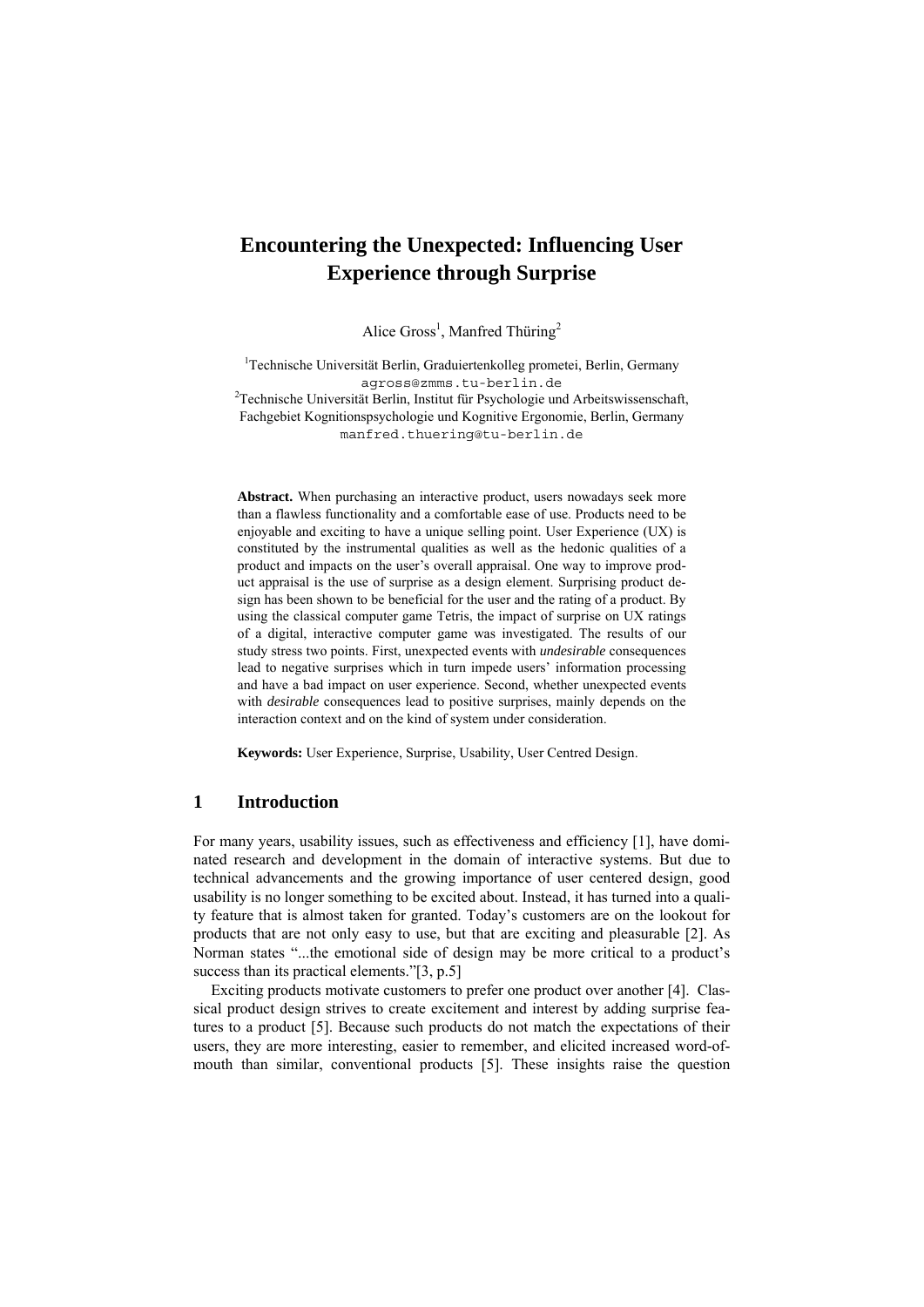# Encountering the Unexpected: Influencing User Experience through Surprise

Alice Gross[1], Manfred Thüring[2]

[1]Technische Universität Berlin, Graduiertenkolleg prometei, Berlin, Germany
agross@zmms.tu-berlin.de
[2]Technische Universität Berlin, Institut für Psychologie und Arbeitswissenschaft, Fachgebiet Kognitionspsychologie und Kognitive Ergonomie, Berlin, Germany
manfred.thuering@tu-berlin.de

**Abstract.** When purchasing an interactive product, users nowadays seek more than a flawless functionality and a comfortable ease of use. Products need to be enjoyable and exciting to have a unique selling point. User Experience (UX) is constituted by the instrumental qualities as well as the hedonic qualities of a product and impacts on the user's overall appraisal. One way to improve product appraisal is the use of surprise as a design element. Surprising product design has been shown to be beneficial for the user and the rating of a product. By using the classical computer game Tetris, the impact of surprise on UX ratings of a digital, interactive computer game was investigated. The results of our study stress two points. First, unexpected events with *undesirable* consequences lead to negative surprises which in turn impede users' information processing and have a bad impact on user experience. Second, whether unexpected events with *desirable* consequences lead to positive surprises, mainly depends on the interaction context and on the kind of system under consideration.

**Keywords:** User Experience, Surprise, Usability, User Centred Design.

## 1 Introduction

For many years, usability issues, such as effectiveness and efficiency [1], have dominated research and development in the domain of interactive systems. But due to technical advancements and the growing importance of user centered design, good usability is no longer something to be excited about. Instead, it has turned into a quality feature that is almost taken for granted. Today's customers are on the lookout for products that are not only easy to use, but that are exciting and pleasurable [2]. As Norman states "...the emotional side of design may be more critical to a product's success than its practical elements."[3, p.5]

Exciting products motivate customers to prefer one product over another [4]. Classical product design strives to create excitement and interest by adding surprise features to a product [5]. Because such products do not match the expectations of their users, they are more interesting, easier to remember, and elicited increased word-of-mouth than similar, conventional products [5]. These insights raise the question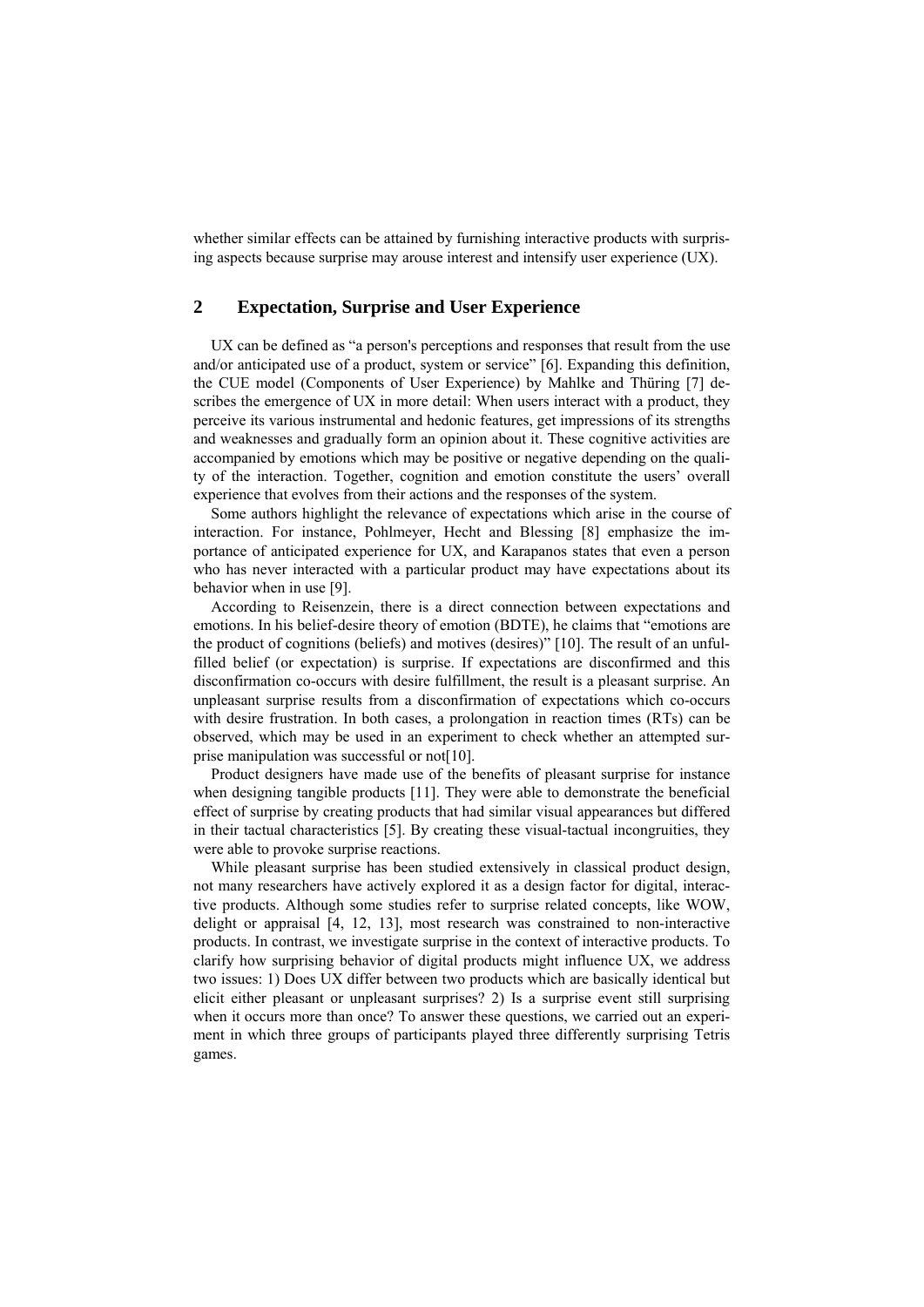whether similar effects can be attained by furnishing interactive products with surprising aspects because surprise may arouse interest and intensify user experience (UX).

## 2 Expectation, Surprise and User Experience

UX can be defined as "a person's perceptions and responses that result from the use and/or anticipated use of a product, system or service" [6]. Expanding this definition, the CUE model (Components of User Experience) by Mahlke and Thüring [7] describes the emergence of UX in more detail: When users interact with a product, they perceive its various instrumental and hedonic features, get impressions of its strengths and weaknesses and gradually form an opinion about it. These cognitive activities are accompanied by emotions which may be positive or negative depending on the quality of the interaction. Together, cognition and emotion constitute the users' overall experience that evolves from their actions and the responses of the system.

Some authors highlight the relevance of expectations which arise in the course of interaction. For instance, Pohlmeyer, Hecht and Blessing [8] emphasize the importance of anticipated experience for UX, and Karapanos states that even a person who has never interacted with a particular product may have expectations about its behavior when in use [9].

According to Reisenzein, there is a direct connection between expectations and emotions. In his belief-desire theory of emotion (BDTE), he claims that "emotions are the product of cognitions (beliefs) and motives (desires)" [10]. The result of an unfulfilled belief (or expectation) is surprise. If expectations are disconfirmed and this disconfirmation co-occurs with desire fulfillment, the result is a pleasant surprise. An unpleasant surprise results from a disconfirmation of expectations which co-occurs with desire frustration. In both cases, a prolongation in reaction times (RTs) can be observed, which may be used in an experiment to check whether an attempted surprise manipulation was successful or not[10].

Product designers have made use of the benefits of pleasant surprise for instance when designing tangible products [11]. They were able to demonstrate the beneficial effect of surprise by creating products that had similar visual appearances but differed in their tactual characteristics [5]. By creating these visual-tactual incongruities, they were able to provoke surprise reactions.

While pleasant surprise has been studied extensively in classical product design, not many researchers have actively explored it as a design factor for digital, interactive products. Although some studies refer to surprise related concepts, like WOW, delight or appraisal [4, 12, 13], most research was constrained to non-interactive products. In contrast, we investigate surprise in the context of interactive products. To clarify how surprising behavior of digital products might influence UX, we address two issues: 1) Does UX differ between two products which are basically identical but elicit either pleasant or unpleasant surprises? 2) Is a surprise event still surprising when it occurs more than once? To answer these questions, we carried out an experiment in which three groups of participants played three differently surprising Tetris games.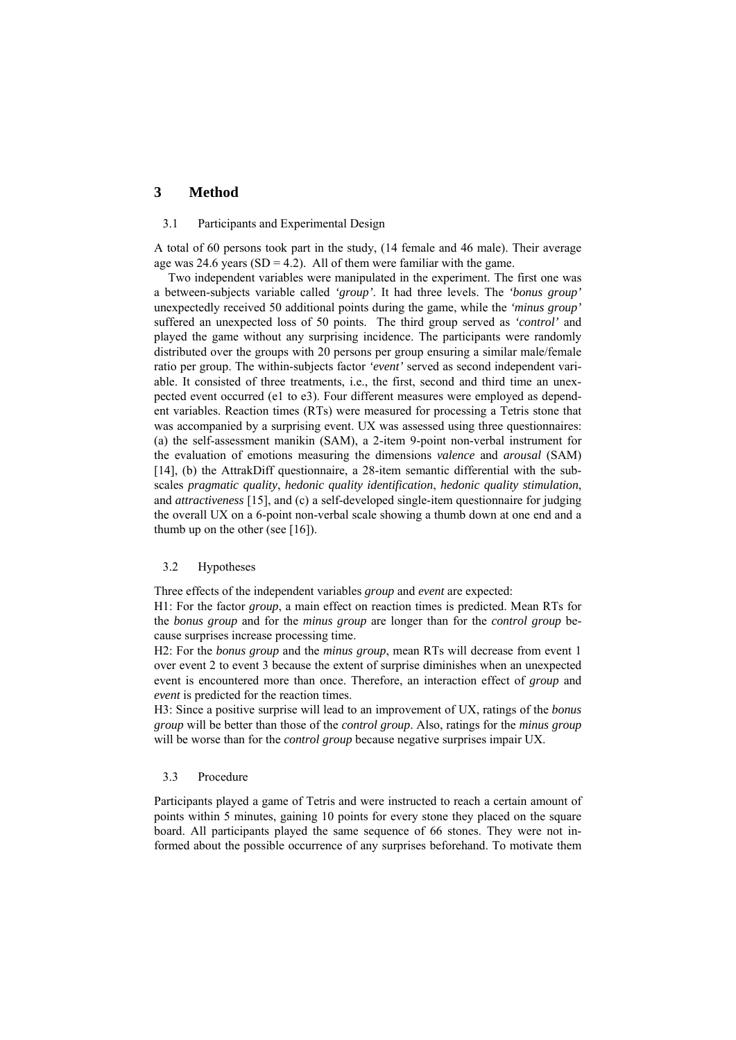## 3 Method

### 3.1 Participants and Experimental Design

A total of 60 persons took part in the study, (14 female and 46 male). Their average age was 24.6 years (SD = 4.2). All of them were familiar with the game.

Two independent variables were manipulated in the experiment. The first one was a between-subjects variable called *'group'*. It had three levels. The *'bonus group'* unexpectedly received 50 additional points during the game, while the *'minus group'* suffered an unexpected loss of 50 points. The third group served as *'control'* and played the game without any surprising incidence. The participants were randomly distributed over the groups with 20 persons per group ensuring a similar male/female ratio per group. The within-subjects factor *'event'* served as second independent variable. It consisted of three treatments, i.e., the first, second and third time an unexpected event occurred (e1 to e3). Four different measures were employed as dependent variables. Reaction times (RTs) were measured for processing a Tetris stone that was accompanied by a surprising event. UX was assessed using three questionnaires: (a) the self-assessment manikin (SAM), a 2-item 9-point non-verbal instrument for the evaluation of emotions measuring the dimensions *valence* and *arousal* (SAM) [14], (b) the AttrakDiff questionnaire, a 28-item semantic differential with the subscales *pragmatic quality*, *hedonic quality identification*, *hedonic quality stimulation*, and *attractiveness* [15], and (c) a self-developed single-item questionnaire for judging the overall UX on a 6-point non-verbal scale showing a thumb down at one end and a thumb up on the other (see [16]).

### 3.2 Hypotheses

Three effects of the independent variables *group* and *event* are expected:

H1: For the factor *group*, a main effect on reaction times is predicted. Mean RTs for the *bonus group* and for the *minus group* are longer than for the *control group* because surprises increase processing time.

H2: For the *bonus group* and the *minus group*, mean RTs will decrease from event 1 over event 2 to event 3 because the extent of surprise diminishes when an unexpected event is encountered more than once. Therefore, an interaction effect of *group* and *event* is predicted for the reaction times.

H3: Since a positive surprise will lead to an improvement of UX, ratings of the *bonus group* will be better than those of the *control group*. Also, ratings for the *minus group* will be worse than for the *control group* because negative surprises impair UX.

### 3.3 Procedure

Participants played a game of Tetris and were instructed to reach a certain amount of points within 5 minutes, gaining 10 points for every stone they placed on the square board. All participants played the same sequence of 66 stones. They were not informed about the possible occurrence of any surprises beforehand. To motivate them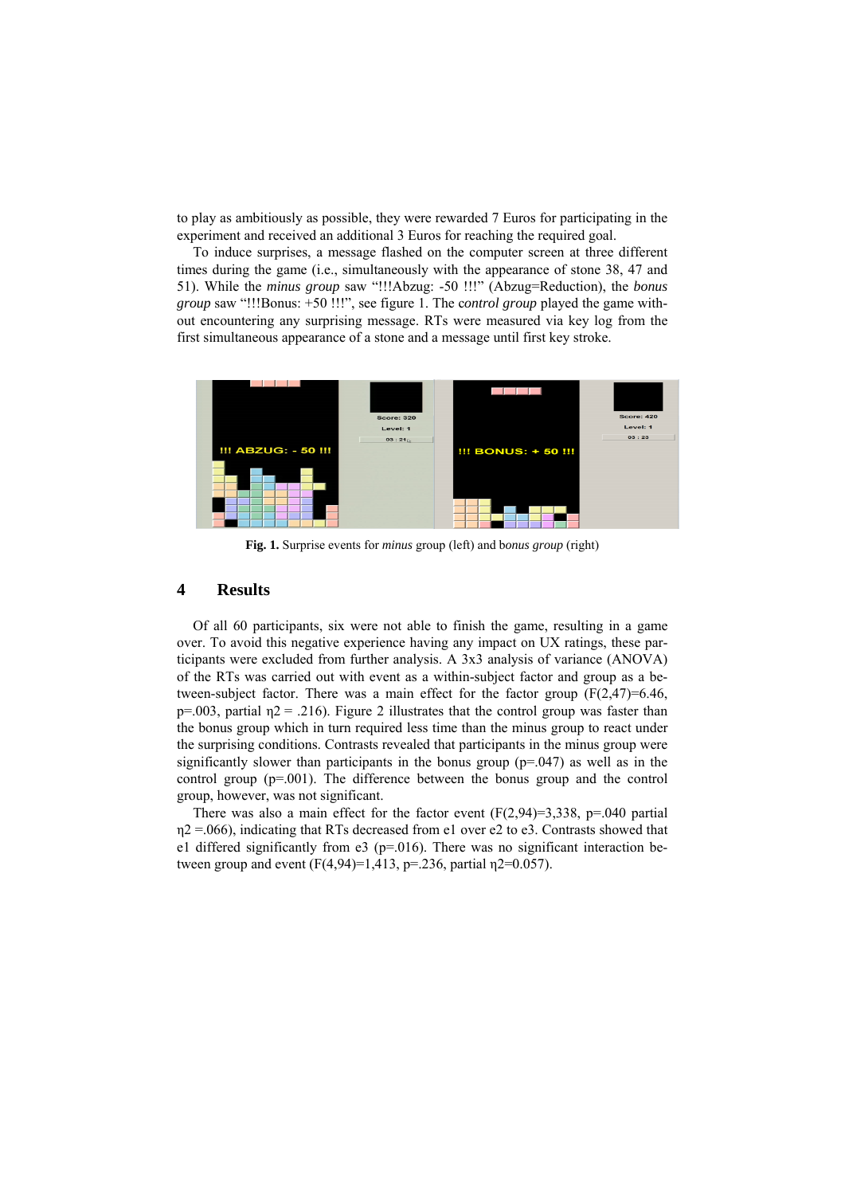to play as ambitiously as possible, they were rewarded 7 Euros for participating in the experiment and received an additional 3 Euros for reaching the required goal.

To induce surprises, a message flashed on the computer screen at three different times during the game (i.e., simultaneously with the appearance of stone 38, 47 and 51). While the *minus group* saw "!!!Abzug: -50 !!!" (Abzug=Reduction), the *bonus group* saw "!!!Bonus: +50 !!!", see figure 1. The c*ontrol group* played the game without encountering any surprising message. RTs were measured via key log from the first simultaneous appearance of a stone and a message until first key stroke.

**Fig. 1.** Surprise events for *minus* group (left) and b*onus group* (right)

## 4 Results

Of all 60 participants, six were not able to finish the game, resulting in a game over. To avoid this negative experience having any impact on UX ratings, these participants were excluded from further analysis. A 3x3 analysis of variance (ANOVA) of the RTs was carried out with event as a within-subject factor and group as a between-subject factor. There was a main effect for the factor group ($F(2,47)=6.46$, $p=.003$, partial $\eta2 = .216$). Figure 2 illustrates that the control group was faster than the bonus group which in turn required less time than the minus group to react under the surprising conditions. Contrasts revealed that participants in the minus group were significantly slower than participants in the bonus group ($p=.047$) as well as in the control group ($p=.001$). The difference between the bonus group and the control group, however, was not significant.

There was also a main effect for the factor event ($F(2,94)=3,338$, $p=.040$ partial $\eta2 =.066$), indicating that RTs decreased from e1 over e2 to e3. Contrasts showed that e1 differed significantly from e3 ($p=.016$). There was no significant interaction between group and event ($F(4,94)=1,413$, $p=.236$, partial $\eta2=0.057$).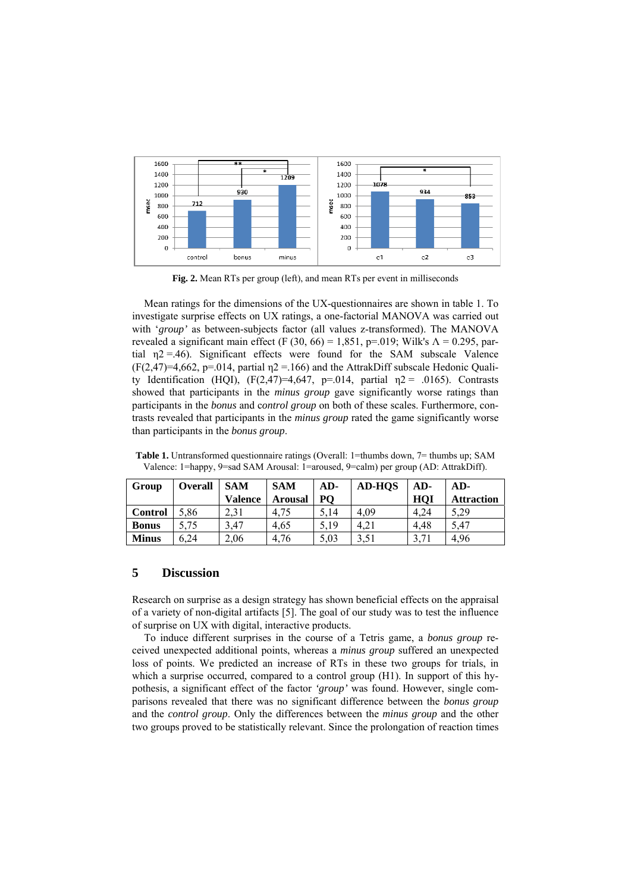Fig. 2. Mean RTs per group (left), and mean RTs per event in milliseconds

Mean ratings for the dimensions of the UX-questionnaires are shown in table 1. To investigate surprise effects on UX ratings, a one-factorial MANOVA was carried out with '*group'* as between-subjects factor (all values z-transformed). The MANOVA revealed a significant main effect (F (30, 66) = 1,851, p=.019; Wilk's Λ = 0.295, partial η2 =.46). Significant effects were found for the SAM subscale Valence (F(2,47)=4,662, p=.014, partial η2 =.166) and the AttrakDiff subscale Hedonic Quality Identification (HQI), (F(2,47)=4,647, p=.014, partial η2 = .0165). Contrasts showed that participants in the *minus group* gave significantly worse ratings than participants in the *bonus* and c*ontrol group* on both of these scales. Furthermore, contrasts revealed that participants in the *minus group* rated the game significantly worse than participants in the *bonus group*.

**Table 1.** Untransformed questionnaire ratings (Overall: 1=thumbs down, 7= thumbs up; SAM Valence: 1=happy, 9=sad SAM Arousal: 1=aroused, 9=calm) per group (AD: AttrakDiff).

| Group | Overall | SAM Valence | SAM Arousal | AD-PQ | AD-HQS | AD-HQI | AD-Attraction |
|---|---|---|---|---|---|---|---|
| **Control** | 5,86 | 2,31 | 4,75 | 5,14 | 4,09 | 4,24 | 5,29 |
| **Bonus** | 5,75 | 3,47 | 4,65 | 5,19 | 4,21 | 4,48 | 5,47 |
| **Minus** | 6,24 | 2,06 | 4,76 | 5,03 | 3,51 | 3,71 | 4,96 |

## 5 Discussion

Research on surprise as a design strategy has shown beneficial effects on the appraisal of a variety of non-digital artifacts [5]. The goal of our study was to test the influence of surprise on UX with digital, interactive products.

To induce different surprises in the course of a Tetris game, a *bonus group* received unexpected additional points, whereas a *minus group* suffered an unexpected loss of points. We predicted an increase of RTs in these two groups for trials, in which a surprise occurred, compared to a control group (H1). In support of this hypothesis, a significant effect of the factor *'group'* was found. However, single comparisons revealed that there was no significant difference between the *bonus group* and the *control group*. Only the differences between the *minus group* and the other two groups proved to be statistically relevant. Since the prolongation of reaction times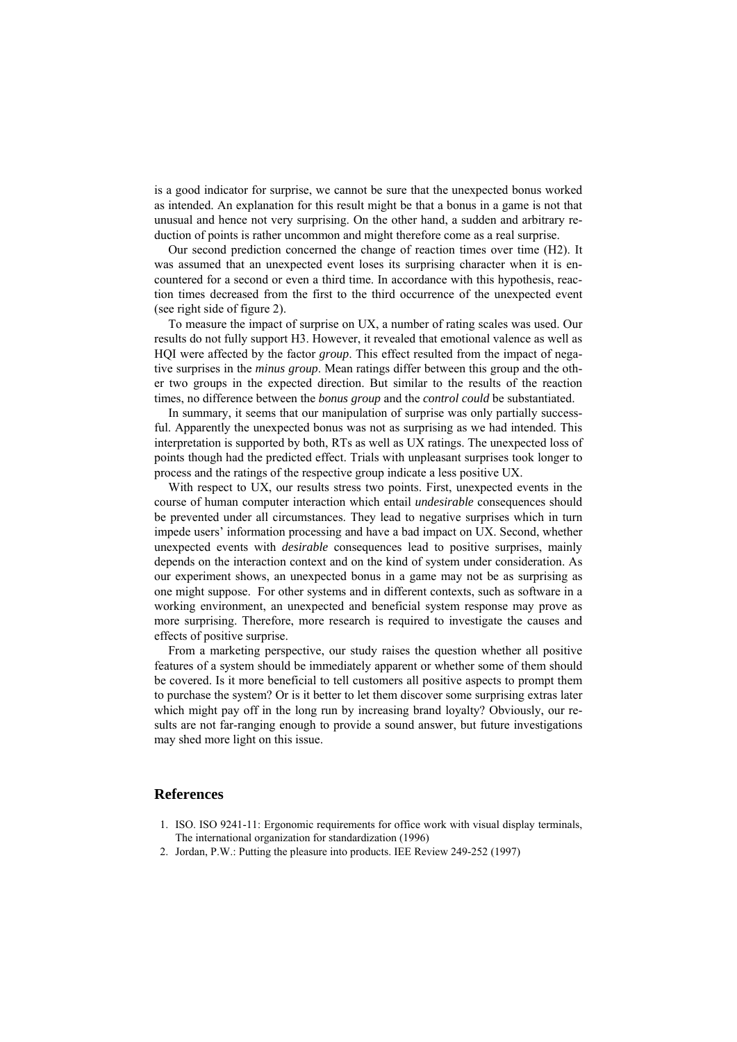is a good indicator for surprise, we cannot be sure that the unexpected bonus worked as intended. An explanation for this result might be that a bonus in a game is not that unusual and hence not very surprising. On the other hand, a sudden and arbitrary reduction of points is rather uncommon and might therefore come as a real surprise.

Our second prediction concerned the change of reaction times over time (H2). It was assumed that an unexpected event loses its surprising character when it is encountered for a second or even a third time. In accordance with this hypothesis, reaction times decreased from the first to the third occurrence of the unexpected event (see right side of figure 2).

To measure the impact of surprise on UX, a number of rating scales was used. Our results do not fully support H3. However, it revealed that emotional valence as well as HQI were affected by the factor *group*. This effect resulted from the impact of negative surprises in the *minus group*. Mean ratings differ between this group and the other two groups in the expected direction. But similar to the results of the reaction times, no difference between the *bonus group* and the *control could* be substantiated.

In summary, it seems that our manipulation of surprise was only partially successful. Apparently the unexpected bonus was not as surprising as we had intended. This interpretation is supported by both, RTs as well as UX ratings. The unexpected loss of points though had the predicted effect. Trials with unpleasant surprises took longer to process and the ratings of the respective group indicate a less positive UX.

With respect to UX, our results stress two points. First, unexpected events in the course of human computer interaction which entail *undesirable* consequences should be prevented under all circumstances. They lead to negative surprises which in turn impede users' information processing and have a bad impact on UX. Second, whether unexpected events with *desirable* consequences lead to positive surprises, mainly depends on the interaction context and on the kind of system under consideration. As our experiment shows, an unexpected bonus in a game may not be as surprising as one might suppose. For other systems and in different contexts, such as software in a working environment, an unexpected and beneficial system response may prove as more surprising. Therefore, more research is required to investigate the causes and effects of positive surprise.

From a marketing perspective, our study raises the question whether all positive features of a system should be immediately apparent or whether some of them should be covered. Is it more beneficial to tell customers all positive aspects to prompt them to purchase the system? Or is it better to let them discover some surprising extras later which might pay off in the long run by increasing brand loyalty? Obviously, our results are not far-ranging enough to provide a sound answer, but future investigations may shed more light on this issue.

## References

1. ISO. ISO 9241-11: Ergonomic requirements for office work with visual display terminals, The international organization for standardization (1996)
2. Jordan, P.W.: Putting the pleasure into products. IEE Review 249-252 (1997)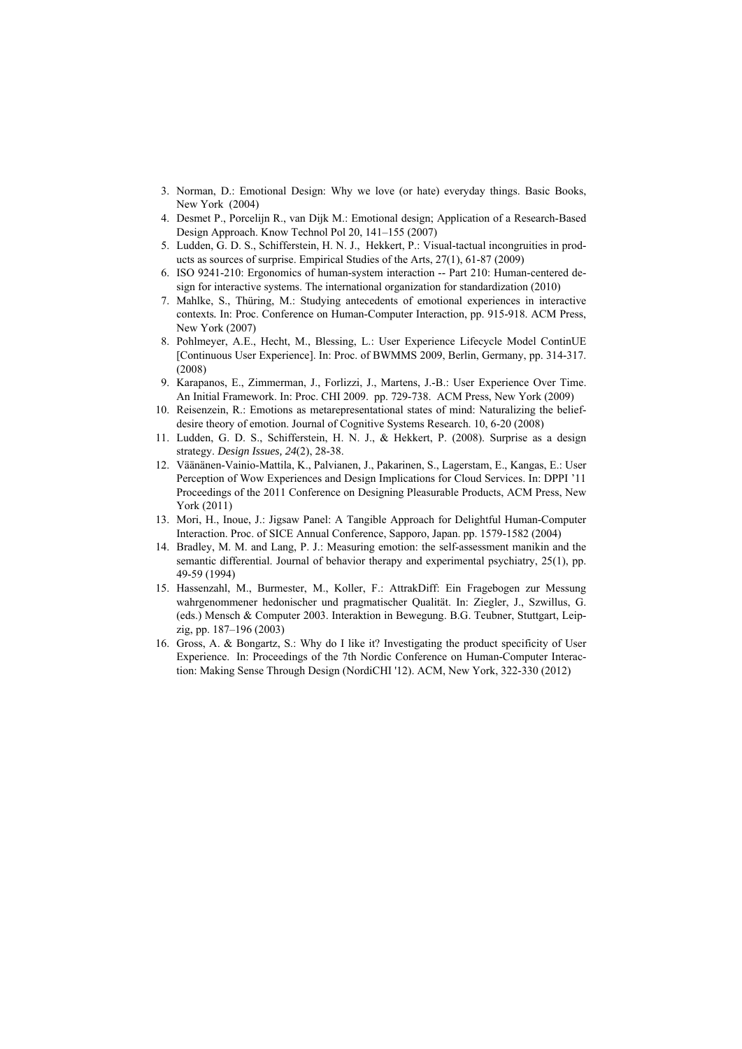3. Norman, D.: Emotional Design: Why we love (or hate) everyday things. Basic Books, New York (2004)
4. Desmet P., Porcelijn R., van Dijk M.: Emotional design; Application of a Research-Based Design Approach. Know Technol Pol 20, 141–155 (2007)
5. Ludden, G. D. S., Schifferstein, H. N. J., Hekkert, P.: Visual-tactual incongruities in products as sources of surprise. Empirical Studies of the Arts, 27(1), 61-87 (2009)
6. ISO 9241-210: Ergonomics of human-system interaction -- Part 210: Human-centered design for interactive systems. The international organization for standardization (2010)
7. Mahlke, S., Thüring, M.: Studying antecedents of emotional experiences in interactive contexts. In: Proc. Conference on Human-Computer Interaction, pp. 915-918. ACM Press, New York (2007)
8. Pohlmeyer, A.E., Hecht, M., Blessing, L.: User Experience Lifecycle Model ContinUE [Continuous User Experience]. In: Proc. of BWMMS 2009, Berlin, Germany, pp. 314-317. (2008)
9. Karapanos, E., Zimmerman, J., Forlizzi, J., Martens, J.-B.: User Experience Over Time. An Initial Framework. In: Proc. CHI 2009. pp. 729-738. ACM Press, New York (2009)
10. Reisenzein, R.: Emotions as metarepresentational states of mind: Naturalizing the belief-desire theory of emotion. Journal of Cognitive Systems Research. 10, 6-20 (2008)
11. Ludden, G. D. S., Schifferstein, H. N. J., & Hekkert, P. (2008). Surprise as a design strategy. *Design Issues, 24*(2), 28-38.
12. Väänänen-Vainio-Mattila, K., Palvianen, J., Pakarinen, S., Lagerstam, E., Kangas, E.: User Perception of Wow Experiences and Design Implications for Cloud Services. In: DPPI '11 Proceedings of the 2011 Conference on Designing Pleasurable Products, ACM Press, New York (2011)
13. Mori, H., Inoue, J.: Jigsaw Panel: A Tangible Approach for Delightful Human-Computer Interaction. Proc. of SICE Annual Conference, Sapporo, Japan. pp. 1579-1582 (2004)
14. Bradley, M. M. and Lang, P. J.: Measuring emotion: the self-assessment manikin and the semantic differential. Journal of behavior therapy and experimental psychiatry, 25(1), pp. 49-59 (1994)
15. Hassenzahl, M., Burmester, M., Koller, F.: AttrakDiff: Ein Fragebogen zur Messung wahrgenommener hedonischer und pragmatischer Qualität. In: Ziegler, J., Szwillus, G. (eds.) Mensch & Computer 2003. Interaktion in Bewegung. B.G. Teubner, Stuttgart, Leipzig, pp. 187–196 (2003)
16. Gross, A. & Bongartz, S.: Why do I like it? Investigating the product specificity of User Experience. In: Proceedings of the 7th Nordic Conference on Human-Computer Interaction: Making Sense Through Design (NordiCHI '12). ACM, New York, 322-330 (2012)